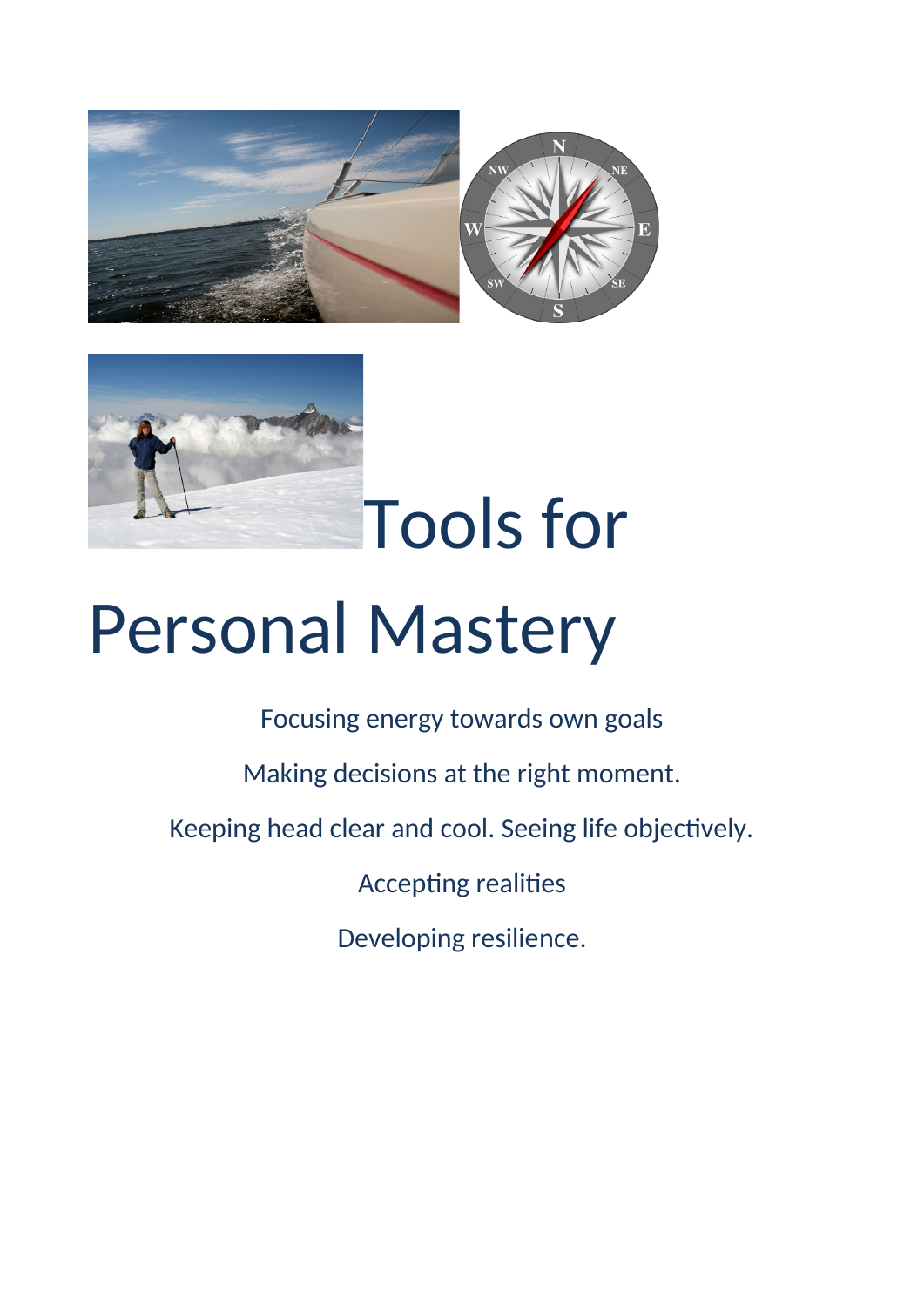# Tools for Personal Mastery

Focusing energy towards own goals

Making decisions at the right moment.

Keeping head clear and cool. Seeing life objectively.

Accepting realities

Developing resilience.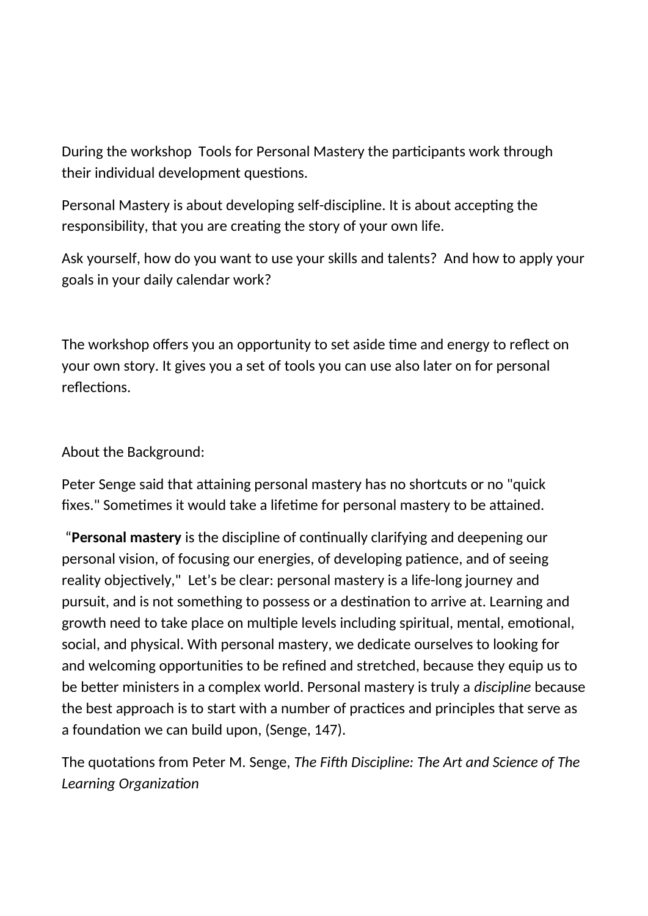During the workshop  Tools for Personal Mastery the participants work through their individual development questions.

Personal Mastery is about developing self-discipline. It is about accepting the responsibility, that you are creating the story of your own life.

Ask yourself, how do you want to use your skills and talents?  And how to apply your goals in your daily calendar work?

The workshop offers you an opportunity to set aside time and energy to reflect on your own story. It gives you a set of tools you can use also later on for personal reflections.

About the Background:

Peter Senge said that attaining personal mastery has no shortcuts or no "quick fixes." Sometimes it would take a lifetime for personal mastery to be attained.

"**Personal mastery** is the discipline of continually clarifying and deepening our personal vision, of focusing our energies, of developing patience, and of seeing reality objectively,"  Let's be clear: personal mastery is a life-long journey and pursuit, and is not something to possess or a destination to arrive at. Learning and growth need to take place on multiple levels including spiritual, mental, emotional, social, and physical. With personal mastery, we dedicate ourselves to looking for and welcoming opportunities to be refined and stretched, because they equip us to be better ministers in a complex world. Personal mastery is truly a *discipline* because the best approach is to start with a number of practices and principles that serve as a foundation we can build upon, (Senge, 147).

The quotations from Peter M. Senge, *The Fifth Discipline: The Art and Science of The Learning Organization*